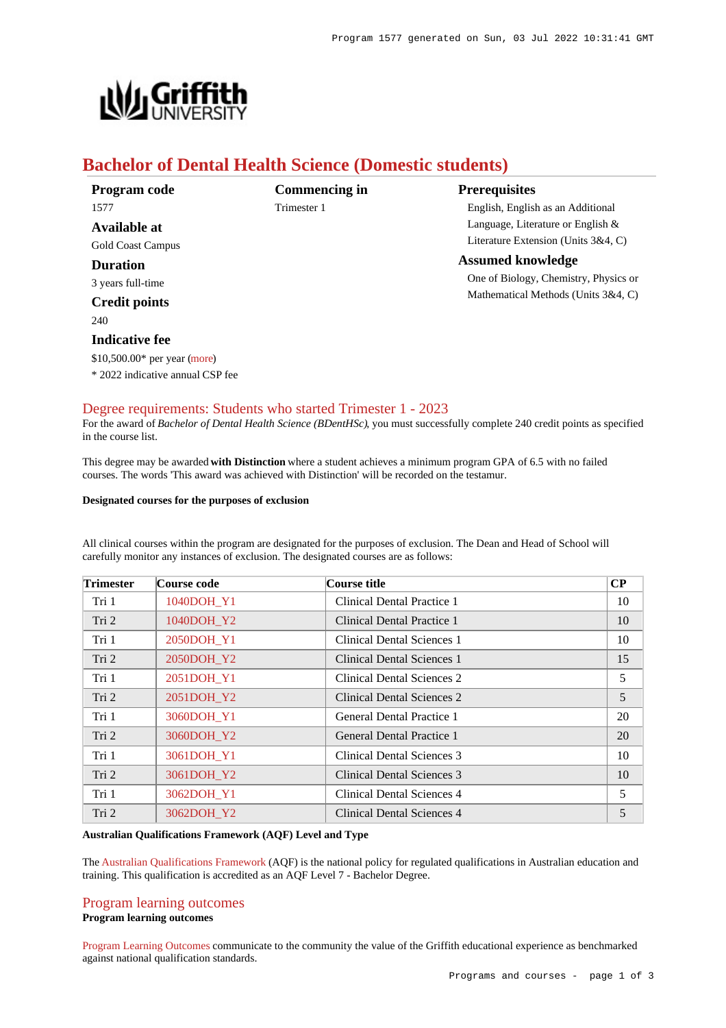# Bachelor of Dental Health Science (Domestic students)

**Program code**
1577

**Available at**
Gold Coast Campus

**Duration**
3 years full-time

**Credit points**
240

**Indicative fee**
$10,500.00* per year (more)
* 2022 indicative annual CSP fee

**Commencing in**
Trimester 1

**Prerequisites**
English, English as an Additional Language, Literature or English & Literature Extension (Units 3&4, C)

**Assumed knowledge**
One of Biology, Chemistry, Physics or Mathematical Methods (Units 3&4, C)

## Degree requirements: Students who started Trimester 1 - 2023

For the award of *Bachelor of Dental Health Science (BDentHSc)*, you must successfully complete 240 credit points as specified in the course list.

This degree may be awarded **with Distinction** where a student achieves a minimum program GPA of 6.5 with no failed courses. The words 'This award was achieved with Distinction' will be recorded on the testamur.

**Designated courses for the purposes of exclusion**

All clinical courses within the program are designated for the purposes of exclusion. The Dean and Head of School will carefully monitor any instances of exclusion. The designated courses are as follows:

| Trimester | Course code | Course title | CP |
|---|---|---|---|
| Tri 1 | 1040DOH_Y1 | Clinical Dental Practice 1 | 10 |
| Tri 2 | 1040DOH_Y2 | Clinical Dental Practice 1 | 10 |
| Tri 1 | 2050DOH_Y1 | Clinical Dental Sciences 1 | 10 |
| Tri 2 | 2050DOH_Y2 | Clinical Dental Sciences 1 | 15 |
| Tri 1 | 2051DOH_Y1 | Clinical Dental Sciences 2 | 5 |
| Tri 2 | 2051DOH_Y2 | Clinical Dental Sciences 2 | 5 |
| Tri 1 | 3060DOH_Y1 | General Dental Practice 1 | 20 |
| Tri 2 | 3060DOH_Y2 | General Dental Practice 1 | 20 |
| Tri 1 | 3061DOH_Y1 | Clinical Dental Sciences 3 | 10 |
| Tri 2 | 3061DOH_Y2 | Clinical Dental Sciences 3 | 10 |
| Tri 1 | 3062DOH_Y1 | Clinical Dental Sciences 4 | 5 |
| Tri 2 | 3062DOH_Y2 | Clinical Dental Sciences 4 | 5 |

**Australian Qualifications Framework (AQF) Level and Type**

The Australian Qualifications Framework (AQF) is the national policy for regulated qualifications in Australian education and training. This qualification is accredited as an AQF Level 7 - Bachelor Degree.

## Program learning outcomes

**Program learning outcomes**

Program Learning Outcomes communicate to the community the value of the Griffith educational experience as benchmarked against national qualification standards.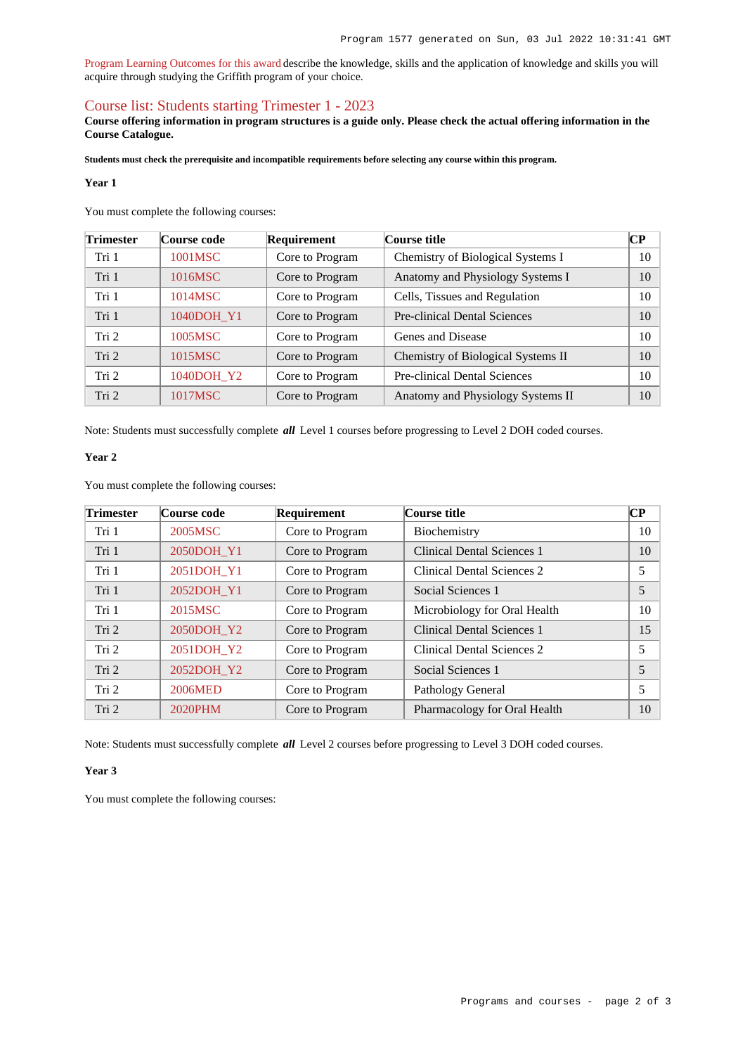Program Learning Outcomes for this award describe the knowledge, skills and the application of knowledge and skills you will acquire through studying the Griffith program of your choice.

## Course list: Students starting Trimester 1 - 2023

**Course offering information in program structures is a guide only. Please check the actual offering information in the Course Catalogue.**

**Students must check the prerequisite and incompatible requirements before selecting any course within this program.**

### Year 1

You must complete the following courses:

| Trimester | Course code | Requirement | Course title | CP |
|---|---|---|---|---|
| Tri 1 | 1001MSC | Core to Program | Chemistry of Biological Systems I | 10 |
| Tri 1 | 1016MSC | Core to Program | Anatomy and Physiology Systems I | 10 |
| Tri 1 | 1014MSC | Core to Program | Cells, Tissues and Regulation | 10 |
| Tri 1 | 1040DOH_Y1 | Core to Program | Pre-clinical Dental Sciences | 10 |
| Tri 2 | 1005MSC | Core to Program | Genes and Disease | 10 |
| Tri 2 | 1015MSC | Core to Program | Chemistry of Biological Systems II | 10 |
| Tri 2 | 1040DOH_Y2 | Core to Program | Pre-clinical Dental Sciences | 10 |
| Tri 2 | 1017MSC | Core to Program | Anatomy and Physiology Systems II | 10 |

Note: Students must successfully complete ***all*** Level 1 courses before progressing to Level 2 DOH coded courses.

### Year 2

You must complete the following courses:

| Trimester | Course code | Requirement | Course title | CP |
|---|---|---|---|---|
| Tri 1 | 2005MSC | Core to Program | Biochemistry | 10 |
| Tri 1 | 2050DOH_Y1 | Core to Program | Clinical Dental Sciences 1 | 10 |
| Tri 1 | 2051DOH_Y1 | Core to Program | Clinical Dental Sciences 2 | 5 |
| Tri 1 | 2052DOH_Y1 | Core to Program | Social Sciences 1 | 5 |
| Tri 1 | 2015MSC | Core to Program | Microbiology for Oral Health | 10 |
| Tri 2 | 2050DOH_Y2 | Core to Program | Clinical Dental Sciences 1 | 15 |
| Tri 2 | 2051DOH_Y2 | Core to Program | Clinical Dental Sciences 2 | 5 |
| Tri 2 | 2052DOH_Y2 | Core to Program | Social Sciences 1 | 5 |
| Tri 2 | 2006MED | Core to Program | Pathology General | 5 |
| Tri 2 | 2020PHM | Core to Program | Pharmacology for Oral Health | 10 |

Note: Students must successfully complete ***all*** Level 2 courses before progressing to Level 3 DOH coded courses.

### Year 3

You must complete the following courses: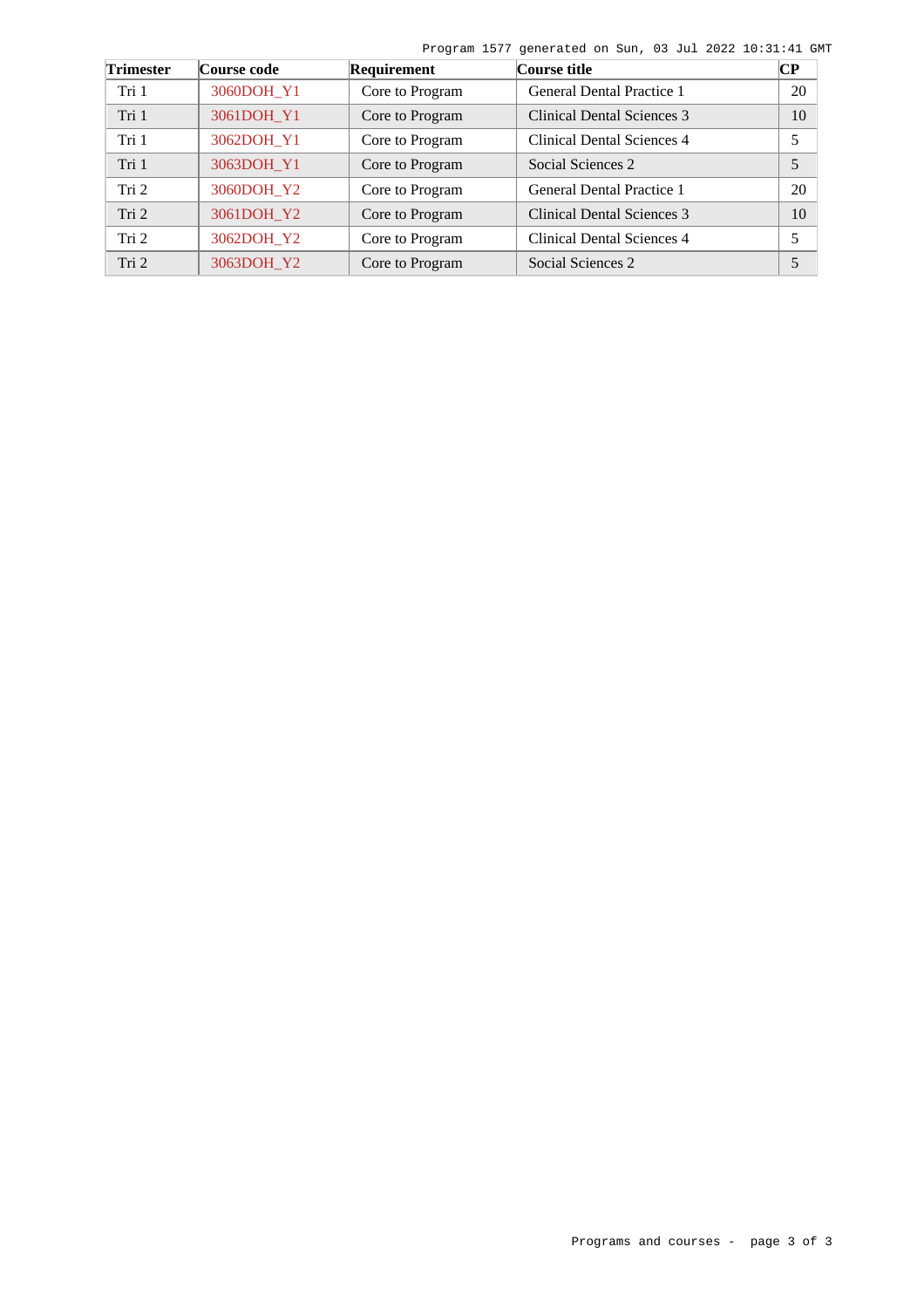| Trimester | Course code | Requirement | Course title | CP |
| --- | --- | --- | --- | --- |
| Tri 1 | 3060DOH_Y1 | Core to Program | General Dental Practice 1 | 20 |
| Tri 1 | 3061DOH_Y1 | Core to Program | Clinical Dental Sciences 3 | 10 |
| Tri 1 | 3062DOH_Y1 | Core to Program | Clinical Dental Sciences 4 | 5 |
| Tri 1 | 3063DOH_Y1 | Core to Program | Social Sciences 2 | 5 |
| Tri 2 | 3060DOH_Y2 | Core to Program | General Dental Practice 1 | 20 |
| Tri 2 | 3061DOH_Y2 | Core to Program | Clinical Dental Sciences 3 | 10 |
| Tri 2 | 3062DOH_Y2 | Core to Program | Clinical Dental Sciences 4 | 5 |
| Tri 2 | 3063DOH_Y2 | Core to Program | Social Sciences 2 | 5 |